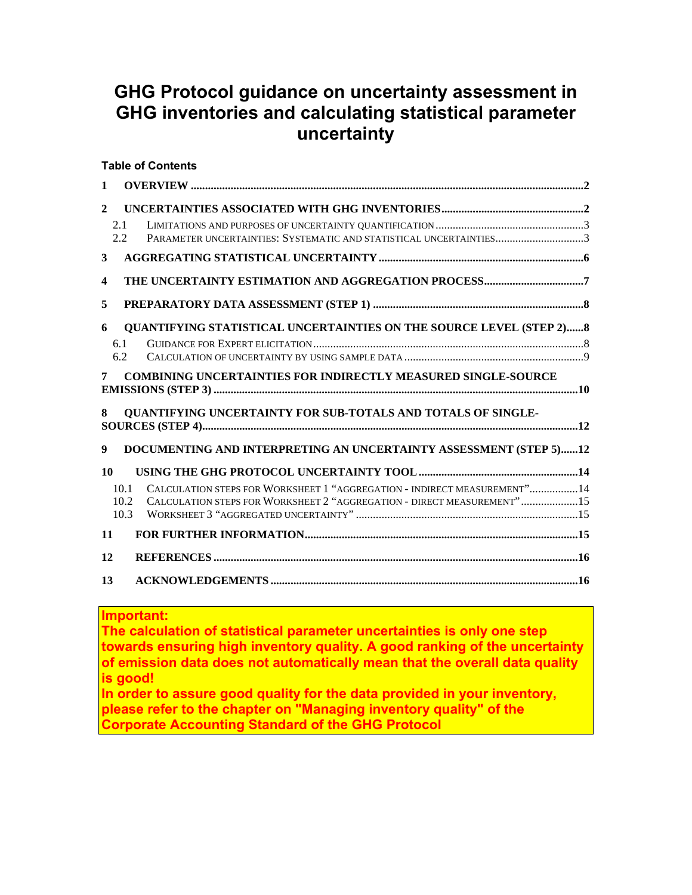# GHG Protocol guidance on uncertainty assessment in GHG inventories and calculating statistical parameter uncertainty

**Table of Contents**

**1 OVERVIEW** .......... 2

**2 UNCERTAINTIES ASSOCIATED WITH GHG INVENTORIES** .......... 2

- 2.1 LIMITATIONS AND PURPOSES OF UNCERTAINTY QUANTIFICATION .......... 3
- 2.2 PARAMETER UNCERTAINTIES: SYSTEMATIC AND STATISTICAL UNCERTAINTIES .......... 3

**3 AGGREGATING STATISTICAL UNCERTAINTY** .......... 6

**4 THE UNCERTAINTY ESTIMATION AND AGGREGATION PROCESS** .......... 7

**5 PREPARATORY DATA ASSESSMENT (STEP 1)** .......... 8

**6 QUANTIFYING STATISTICAL UNCERTAINTIES ON THE SOURCE LEVEL (STEP 2)** .......... 8

- 6.1 GUIDANCE FOR EXPERT ELICITATION .......... 8
- 6.2 CALCULATION OF UNCERTAINTY BY USING SAMPLE DATA .......... 9

**7 COMBINING UNCERTAINTIES FOR INDIRECTLY MEASURED SINGLE-SOURCE EMISSIONS (STEP 3)** .......... 10

**8 QUANTIFYING UNCERTAINTY FOR SUB-TOTALS AND TOTALS OF SINGLE-SOURCES (STEP 4)** .......... 12

**9 DOCUMENTING AND INTERPRETING AN UNCERTAINTY ASSESSMENT (STEP 5)** .......... 12

**10 USING THE GHG PROTOCOL UNCERTAINTY TOOL** .......... 14

- 10.1 CALCULATION STEPS FOR WORKSHEET 1 "AGGREGATION - INDIRECT MEASUREMENT" .......... 14
- 10.2 CALCULATION STEPS FOR WORKSHEET 2 "AGGREGATION - DIRECT MEASUREMENT" .......... 15
- 10.3 WORKSHEET 3 "AGGREGATED UNCERTAINTY" .......... 15

**11 FOR FURTHER INFORMATION** .......... 15

**12 REFERENCES** .......... 16

**13 ACKNOWLEDGEMENTS** .......... 16

**Important:**
**The calculation of statistical parameter uncertainties is only one step towards ensuring high inventory quality. A good ranking of the uncertainty of emission data does not automatically mean that the overall data quality is good!**
**In order to assure good quality for the data provided in your inventory, please refer to the chapter on "Managing inventory quality" of the Corporate Accounting Standard of the GHG Protocol**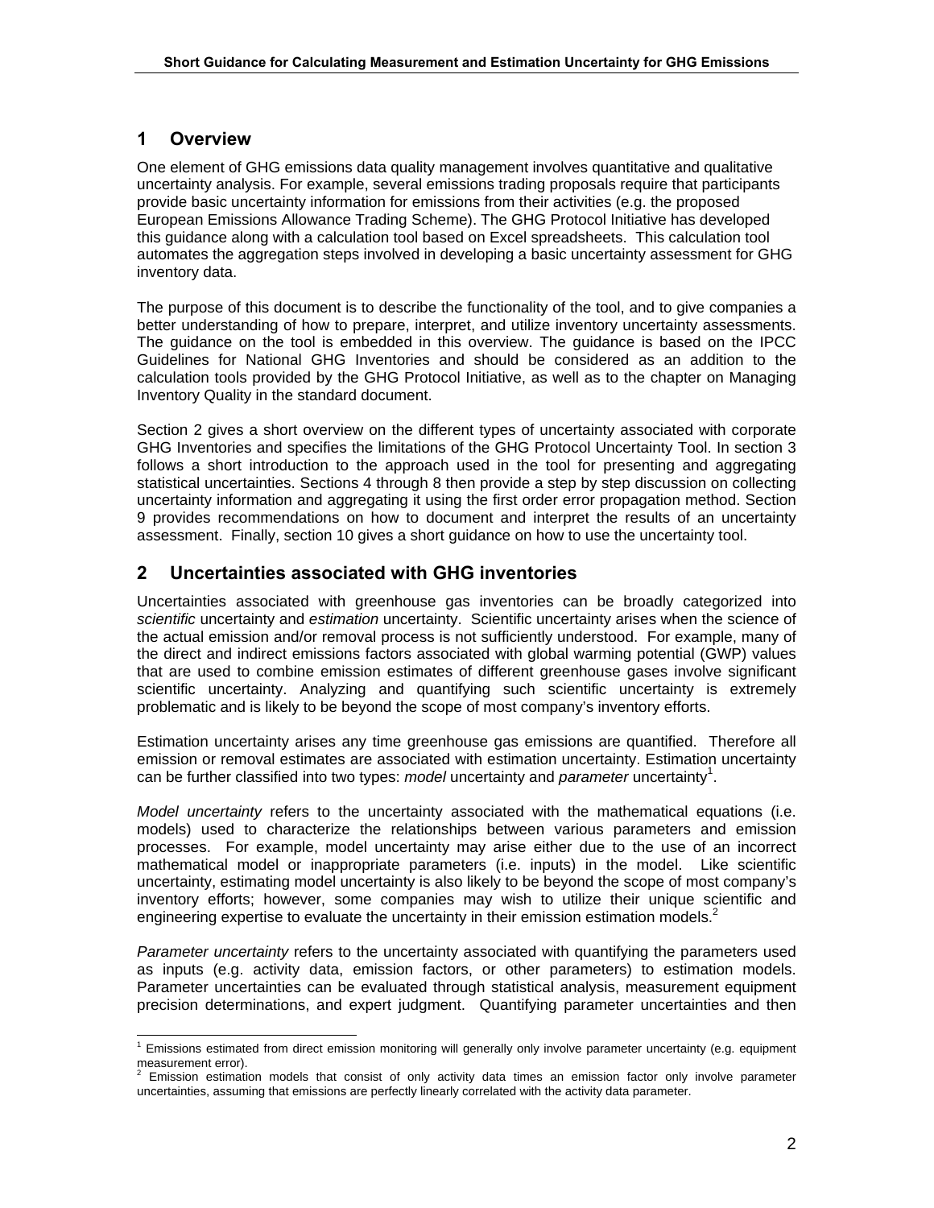## 1 Overview

One element of GHG emissions data quality management involves quantitative and qualitative uncertainty analysis. For example, several emissions trading proposals require that participants provide basic uncertainty information for emissions from their activities (e.g. the proposed European Emissions Allowance Trading Scheme). The GHG Protocol Initiative has developed this guidance along with a calculation tool based on Excel spreadsheets. This calculation tool automates the aggregation steps involved in developing a basic uncertainty assessment for GHG inventory data.

The purpose of this document is to describe the functionality of the tool, and to give companies a better understanding of how to prepare, interpret, and utilize inventory uncertainty assessments. The guidance on the tool is embedded in this overview. The guidance is based on the IPCC Guidelines for National GHG Inventories and should be considered as an addition to the calculation tools provided by the GHG Protocol Initiative, as well as to the chapter on Managing Inventory Quality in the standard document.

Section 2 gives a short overview on the different types of uncertainty associated with corporate GHG Inventories and specifies the limitations of the GHG Protocol Uncertainty Tool. In section 3 follows a short introduction to the approach used in the tool for presenting and aggregating statistical uncertainties. Sections 4 through 8 then provide a step by step discussion on collecting uncertainty information and aggregating it using the first order error propagation method. Section 9 provides recommendations on how to document and interpret the results of an uncertainty assessment. Finally, section 10 gives a short guidance on how to use the uncertainty tool.

## 2 Uncertainties associated with GHG inventories

Uncertainties associated with greenhouse gas inventories can be broadly categorized into *scientific* uncertainty and *estimation* uncertainty. Scientific uncertainty arises when the science of the actual emission and/or removal process is not sufficiently understood. For example, many of the direct and indirect emissions factors associated with global warming potential (GWP) values that are used to combine emission estimates of different greenhouse gases involve significant scientific uncertainty. Analyzing and quantifying such scientific uncertainty is extremely problematic and is likely to be beyond the scope of most company's inventory efforts.

Estimation uncertainty arises any time greenhouse gas emissions are quantified. Therefore all emission or removal estimates are associated with estimation uncertainty. Estimation uncertainty can be further classified into two types: *model* uncertainty and *parameter* uncertainty[1].

*Model uncertainty* refers to the uncertainty associated with the mathematical equations (i.e. models) used to characterize the relationships between various parameters and emission processes. For example, model uncertainty may arise either due to the use of an incorrect mathematical model or inappropriate parameters (i.e. inputs) in the model. Like scientific uncertainty, estimating model uncertainty is also likely to be beyond the scope of most company's inventory efforts; however, some companies may wish to utilize their unique scientific and engineering expertise to evaluate the uncertainty in their emission estimation models.[2]

*Parameter uncertainty* refers to the uncertainty associated with quantifying the parameters used as inputs (e.g. activity data, emission factors, or other parameters) to estimation models. Parameter uncertainties can be evaluated through statistical analysis, measurement equipment precision determinations, and expert judgment. Quantifying parameter uncertainties and then

[1] Emissions estimated from direct emission monitoring will generally only involve parameter uncertainty (e.g. equipment measurement error).

[2] Emission estimation models that consist of only activity data times an emission factor only involve parameter uncertainties, assuming that emissions are perfectly linearly correlated with the activity data parameter.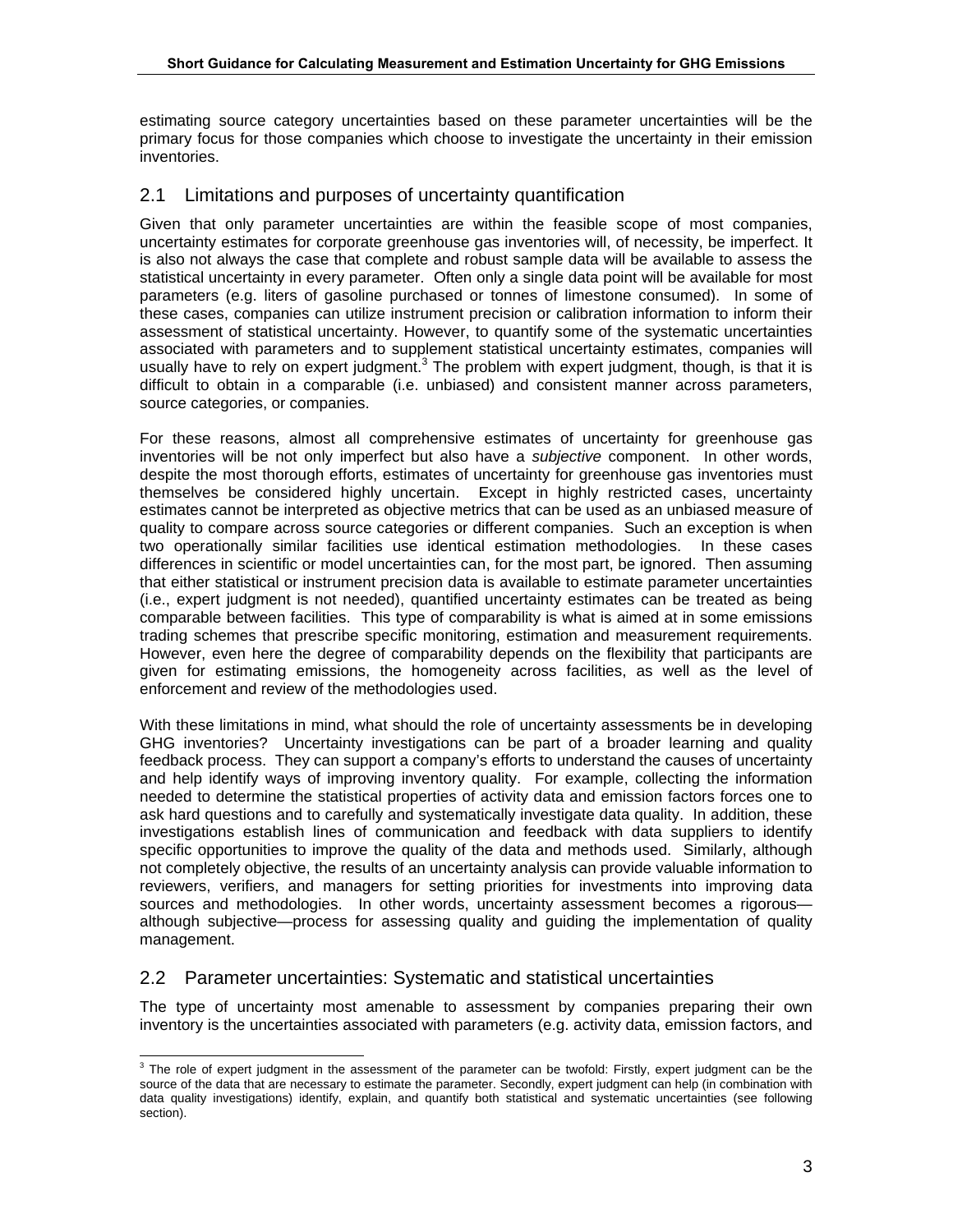estimating source category uncertainties based on these parameter uncertainties will be the primary focus for those companies which choose to investigate the uncertainty in their emission inventories.

## 2.1 Limitations and purposes of uncertainty quantification

Given that only parameter uncertainties are within the feasible scope of most companies, uncertainty estimates for corporate greenhouse gas inventories will, of necessity, be imperfect. It is also not always the case that complete and robust sample data will be available to assess the statistical uncertainty in every parameter. Often only a single data point will be available for most parameters (e.g. liters of gasoline purchased or tonnes of limestone consumed). In some of these cases, companies can utilize instrument precision or calibration information to inform their assessment of statistical uncertainty. However, to quantify some of the systematic uncertainties associated with parameters and to supplement statistical uncertainty estimates, companies will usually have to rely on expert judgment.[3] The problem with expert judgment, though, is that it is difficult to obtain in a comparable (i.e. unbiased) and consistent manner across parameters, source categories, or companies.

For these reasons, almost all comprehensive estimates of uncertainty for greenhouse gas inventories will be not only imperfect but also have a *subjective* component. In other words, despite the most thorough efforts, estimates of uncertainty for greenhouse gas inventories must themselves be considered highly uncertain. Except in highly restricted cases, uncertainty estimates cannot be interpreted as objective metrics that can be used as an unbiased measure of quality to compare across source categories or different companies. Such an exception is when two operationally similar facilities use identical estimation methodologies. In these cases differences in scientific or model uncertainties can, for the most part, be ignored. Then assuming that either statistical or instrument precision data is available to estimate parameter uncertainties (i.e., expert judgment is not needed), quantified uncertainty estimates can be treated as being comparable between facilities. This type of comparability is what is aimed at in some emissions trading schemes that prescribe specific monitoring, estimation and measurement requirements. However, even here the degree of comparability depends on the flexibility that participants are given for estimating emissions, the homogeneity across facilities, as well as the level of enforcement and review of the methodologies used.

With these limitations in mind, what should the role of uncertainty assessments be in developing GHG inventories? Uncertainty investigations can be part of a broader learning and quality feedback process. They can support a company's efforts to understand the causes of uncertainty and help identify ways of improving inventory quality. For example, collecting the information needed to determine the statistical properties of activity data and emission factors forces one to ask hard questions and to carefully and systematically investigate data quality. In addition, these investigations establish lines of communication and feedback with data suppliers to identify specific opportunities to improve the quality of the data and methods used. Similarly, although not completely objective, the results of an uncertainty analysis can provide valuable information to reviewers, verifiers, and managers for setting priorities for investments into improving data sources and methodologies. In other words, uncertainty assessment becomes a rigorous—although subjective—process for assessing quality and guiding the implementation of quality management.

## 2.2 Parameter uncertainties: Systematic and statistical uncertainties

The type of uncertainty most amenable to assessment by companies preparing their own inventory is the uncertainties associated with parameters (e.g. activity data, emission factors, and

---

[3] The role of expert judgment in the assessment of the parameter can be twofold: Firstly, expert judgment can be the source of the data that are necessary to estimate the parameter. Secondly, expert judgment can help (in combination with data quality investigations) identify, explain, and quantify both statistical and systematic uncertainties (see following section).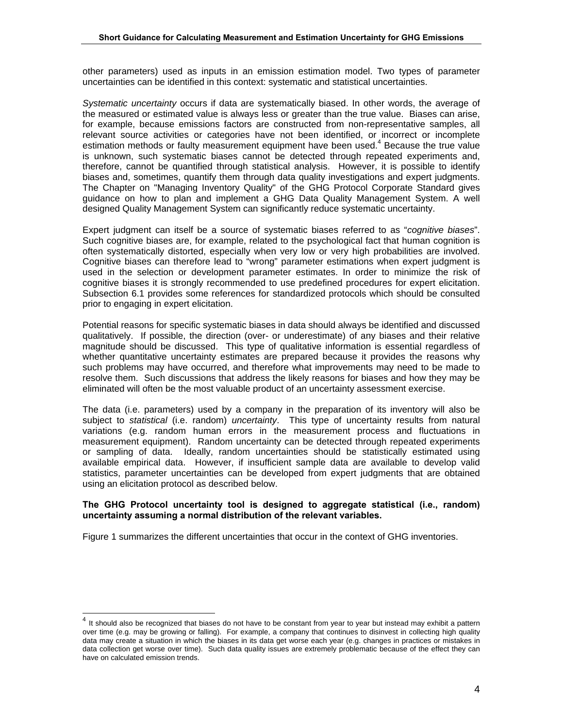other parameters) used as inputs in an emission estimation model. Two types of parameter uncertainties can be identified in this context: systematic and statistical uncertainties.

*Systematic uncertainty* occurs if data are systematically biased. In other words, the average of the measured or estimated value is always less or greater than the true value. Biases can arise, for example, because emissions factors are constructed from non-representative samples, all relevant source activities or categories have not been identified, or incorrect or incomplete estimation methods or faulty measurement equipment have been used.[4] Because the true value is unknown, such systematic biases cannot be detected through repeated experiments and, therefore, cannot be quantified through statistical analysis. However, it is possible to identify biases and, sometimes, quantify them through data quality investigations and expert judgments. The Chapter on "Managing Inventory Quality" of the GHG Protocol Corporate Standard gives guidance on how to plan and implement a GHG Data Quality Management System. A well designed Quality Management System can significantly reduce systematic uncertainty.

Expert judgment can itself be a source of systematic biases referred to as "*cognitive biases*". Such cognitive biases are, for example, related to the psychological fact that human cognition is often systematically distorted, especially when very low or very high probabilities are involved. Cognitive biases can therefore lead to "wrong" parameter estimations when expert judgment is used in the selection or development parameter estimates. In order to minimize the risk of cognitive biases it is strongly recommended to use predefined procedures for expert elicitation. Subsection 6.1 provides some references for standardized protocols which should be consulted prior to engaging in expert elicitation.

Potential reasons for specific systematic biases in data should always be identified and discussed qualitatively. If possible, the direction (over- or underestimate) of any biases and their relative magnitude should be discussed. This type of qualitative information is essential regardless of whether quantitative uncertainty estimates are prepared because it provides the reasons why such problems may have occurred, and therefore what improvements may need to be made to resolve them. Such discussions that address the likely reasons for biases and how they may be eliminated will often be the most valuable product of an uncertainty assessment exercise.

The data (i.e. parameters) used by a company in the preparation of its inventory will also be subject to *statistical* (i.e. random) *uncertainty*. This type of uncertainty results from natural variations (e.g. random human errors in the measurement process and fluctuations in measurement equipment). Random uncertainty can be detected through repeated experiments or sampling of data. Ideally, random uncertainties should be statistically estimated using available empirical data. However, if insufficient sample data are available to develop valid statistics, parameter uncertainties can be developed from expert judgments that are obtained using an elicitation protocol as described below.

**The GHG Protocol uncertainty tool is designed to aggregate statistical (i.e., random) uncertainty assuming a normal distribution of the relevant variables.**

Figure 1 summarizes the different uncertainties that occur in the context of GHG inventories.

---

[4] It should also be recognized that biases do not have to be constant from year to year but instead may exhibit a pattern over time (e.g. may be growing or falling). For example, a company that continues to disinvest in collecting high quality data may create a situation in which the biases in its data get worse each year (e.g. changes in practices or mistakes in data collection get worse over time). Such data quality issues are extremely problematic because of the effect they can have on calculated emission trends.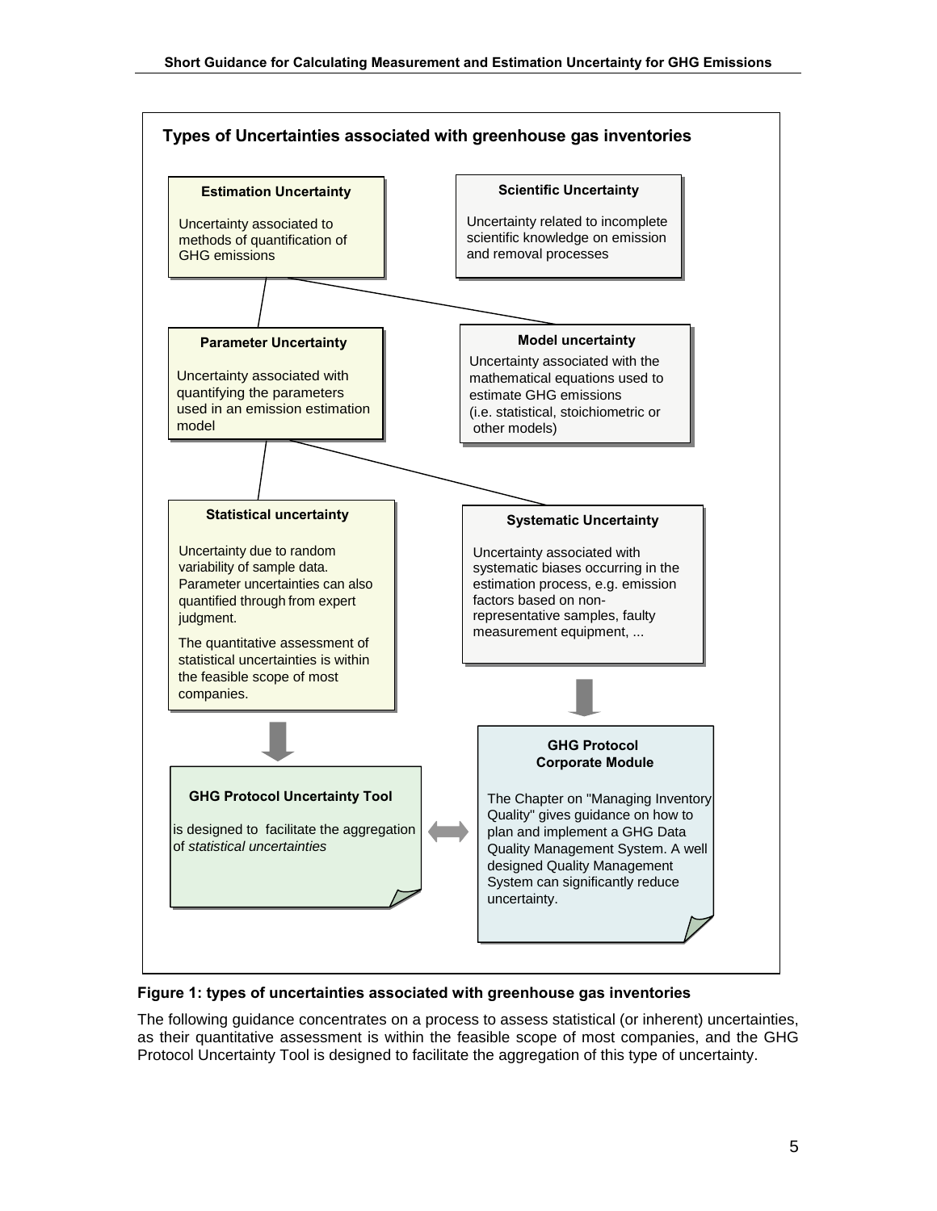**Types of Uncertainties associated with greenhouse gas inventories**

**Estimation Uncertainty**

Uncertainty associated to methods of quantification of GHG emissions

**Scientific Uncertainty**

Uncertainty related to incomplete scientific knowledge on emission and removal processes

**Parameter Uncertainty**

Uncertainty associated with quantifying the parameters used in an emission estimation model

**Model uncertainty**

Uncertainty associated with the mathematical equations used to estimate GHG emissions (i.e. statistical, stoichiometric or other models)

**Statistical uncertainty**

Uncertainty due to random variability of sample data. Parameter uncertainties can also quantified through from expert judgment.

The quantitative assessment of statistical uncertainties is within the feasible scope of most companies.

**Systematic Uncertainty**

Uncertainty associated with systematic biases occurring in the estimation process, e.g. emission factors based on non-representative samples, faulty measurement equipment, ...

**GHG Protocol Uncertainty Tool**

is designed to facilitate the aggregation of *statistical uncertainties*

**GHG Protocol Corporate Module**

The Chapter on "Managing Inventory Quality" gives guidance on how to plan and implement a GHG Data Quality Management System. A well designed Quality Management System can significantly reduce uncertainty.

**Figure 1: types of uncertainties associated with greenhouse gas inventories**

The following guidance concentrates on a process to assess statistical (or inherent) uncertainties, as their quantitative assessment is within the feasible scope of most companies, and the GHG Protocol Uncertainty Tool is designed to facilitate the aggregation of this type of uncertainty.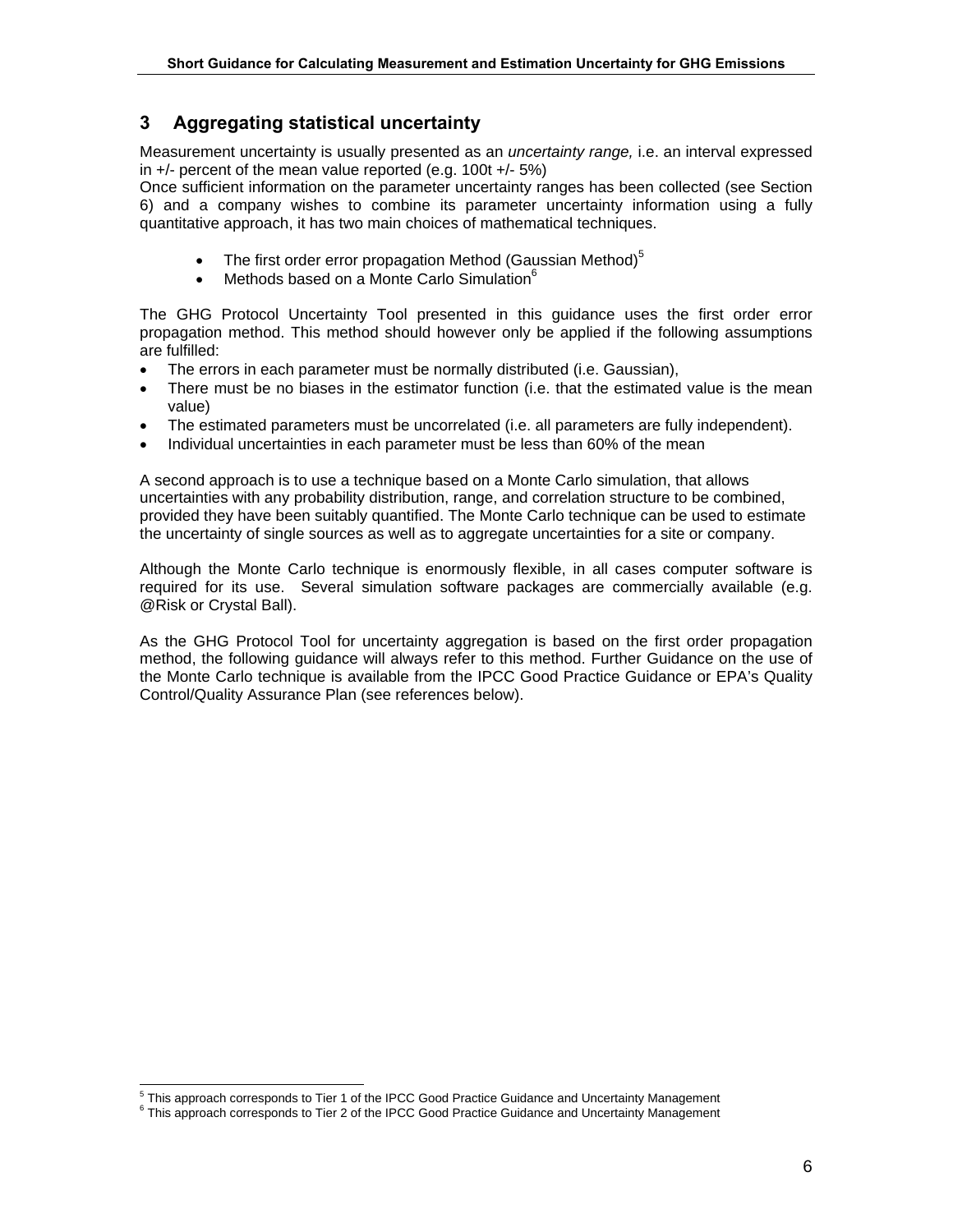## 3 Aggregating statistical uncertainty

Measurement uncertainty is usually presented as an *uncertainty range,* i.e. an interval expressed in +/- percent of the mean value reported (e.g. 100t +/- 5%)

Once sufficient information on the parameter uncertainty ranges has been collected (see Section 6) and a company wishes to combine its parameter uncertainty information using a fully quantitative approach, it has two main choices of mathematical techniques.

- The first order error propagation Method (Gaussian Method)[5]
- Methods based on a Monte Carlo Simulation[6]

The GHG Protocol Uncertainty Tool presented in this guidance uses the first order error propagation method. This method should however only be applied if the following assumptions are fulfilled:

- The errors in each parameter must be normally distributed (i.e. Gaussian),
- There must be no biases in the estimator function (i.e. that the estimated value is the mean value)
- The estimated parameters must be uncorrelated (i.e. all parameters are fully independent).
- Individual uncertainties in each parameter must be less than 60% of the mean

A second approach is to use a technique based on a Monte Carlo simulation, that allows uncertainties with any probability distribution, range, and correlation structure to be combined, provided they have been suitably quantified. The Monte Carlo technique can be used to estimate the uncertainty of single sources as well as to aggregate uncertainties for a site or company.

Although the Monte Carlo technique is enormously flexible, in all cases computer software is required for its use. Several simulation software packages are commercially available (e.g. @Risk or Crystal Ball).

As the GHG Protocol Tool for uncertainty aggregation is based on the first order propagation method, the following guidance will always refer to this method. Further Guidance on the use of the Monte Carlo technique is available from the IPCC Good Practice Guidance or EPA's Quality Control/Quality Assurance Plan (see references below).

---

[5] This approach corresponds to Tier 1 of the IPCC Good Practice Guidance and Uncertainty Management

[6] This approach corresponds to Tier 2 of the IPCC Good Practice Guidance and Uncertainty Management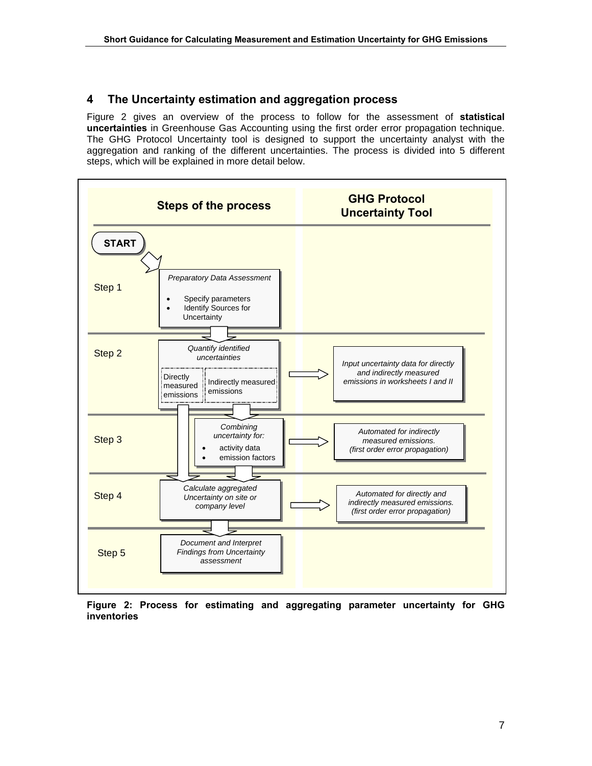## 4 The Uncertainty estimation and aggregation process

Figure 2 gives an overview of the process to follow for the assessment of **statistical uncertainties** in Greenhouse Gas Accounting using the first order error propagation technique. The GHG Protocol Uncertainty tool is designed to support the uncertainty analyst with the aggregation and ranking of the different uncertainties. The process is divided into 5 different steps, which will be explained in more detail below.

| | Steps of the process | GHG Protocol Uncertainty Tool |
|---|---|---|
| | START | |
| Step 1 | *Preparatory Data Assessment*<br>• Specify parameters<br>• Identify Sources for Uncertainty | |
| Step 2 | *Quantify identified uncertainties*<br>Directly measured emissions / Indirectly measured emissions | *Input uncertainty data for directly and indirectly measured emissions in worksheets I and II* |
| Step 3 | *Combining uncertainty for:*<br>• activity data<br>• emission factors | *Automated for indirectly measured emissions. (first order error propagation)* |
| Step 4 | *Calculate aggregated Uncertainty on site or company level* | *Automated for directly and indirectly measured emissions. (first order error propagation)* |
| Step 5 | *Document and Interpret Findings from Uncertainty assessment* | |

**Figure 2: Process for estimating and aggregating parameter uncertainty for GHG inventories**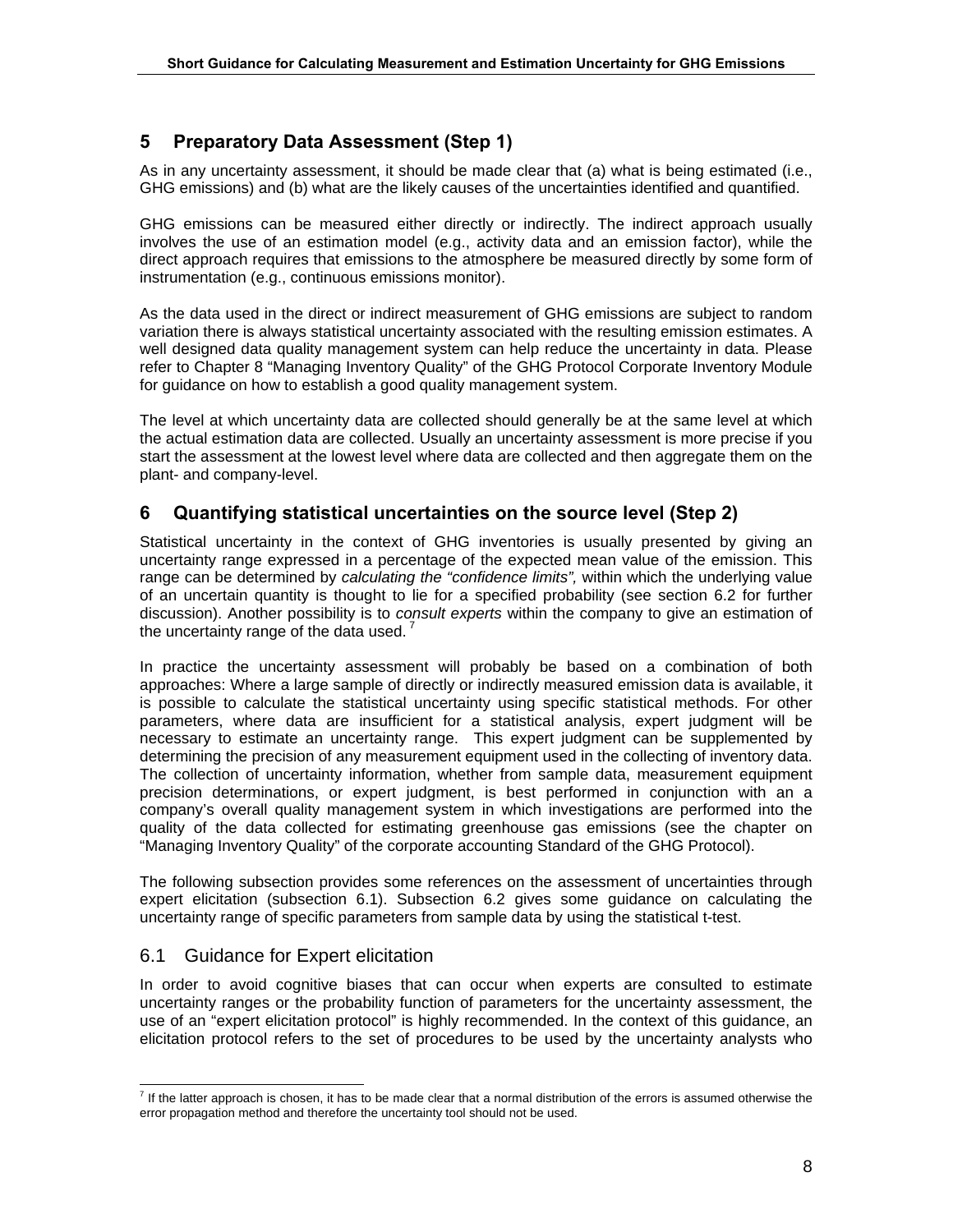## 5 Preparatory Data Assessment (Step 1)

As in any uncertainty assessment, it should be made clear that (a) what is being estimated (i.e., GHG emissions) and (b) what are the likely causes of the uncertainties identified and quantified.

GHG emissions can be measured either directly or indirectly. The indirect approach usually involves the use of an estimation model (e.g., activity data and an emission factor), while the direct approach requires that emissions to the atmosphere be measured directly by some form of instrumentation (e.g., continuous emissions monitor).

As the data used in the direct or indirect measurement of GHG emissions are subject to random variation there is always statistical uncertainty associated with the resulting emission estimates. A well designed data quality management system can help reduce the uncertainty in data. Please refer to Chapter 8 "Managing Inventory Quality" of the GHG Protocol Corporate Inventory Module for guidance on how to establish a good quality management system.

The level at which uncertainty data are collected should generally be at the same level at which the actual estimation data are collected. Usually an uncertainty assessment is more precise if you start the assessment at the lowest level where data are collected and then aggregate them on the plant- and company-level.

## 6 Quantifying statistical uncertainties on the source level (Step 2)

Statistical uncertainty in the context of GHG inventories is usually presented by giving an uncertainty range expressed in a percentage of the expected mean value of the emission. This range can be determined by *calculating the "confidence limits",* within which the underlying value of an uncertain quantity is thought to lie for a specified probability (see section 6.2 for further discussion). Another possibility is to *consult experts* within the company to give an estimation of the uncertainty range of the data used. [7]

In practice the uncertainty assessment will probably be based on a combination of both approaches: Where a large sample of directly or indirectly measured emission data is available, it is possible to calculate the statistical uncertainty using specific statistical methods. For other parameters, where data are insufficient for a statistical analysis, expert judgment will be necessary to estimate an uncertainty range. This expert judgment can be supplemented by determining the precision of any measurement equipment used in the collecting of inventory data. The collection of uncertainty information, whether from sample data, measurement equipment precision determinations, or expert judgment, is best performed in conjunction with an a company's overall quality management system in which investigations are performed into the quality of the data collected for estimating greenhouse gas emissions (see the chapter on "Managing Inventory Quality" of the corporate accounting Standard of the GHG Protocol).

The following subsection provides some references on the assessment of uncertainties through expert elicitation (subsection 6.1). Subsection 6.2 gives some guidance on calculating the uncertainty range of specific parameters from sample data by using the statistical t-test.

### 6.1 Guidance for Expert elicitation

In order to avoid cognitive biases that can occur when experts are consulted to estimate uncertainty ranges or the probability function of parameters for the uncertainty assessment, the use of an "expert elicitation protocol" is highly recommended. In the context of this guidance, an elicitation protocol refers to the set of procedures to be used by the uncertainty analysts who

---

[7] If the latter approach is chosen, it has to be made clear that a normal distribution of the errors is assumed otherwise the error propagation method and therefore the uncertainty tool should not be used.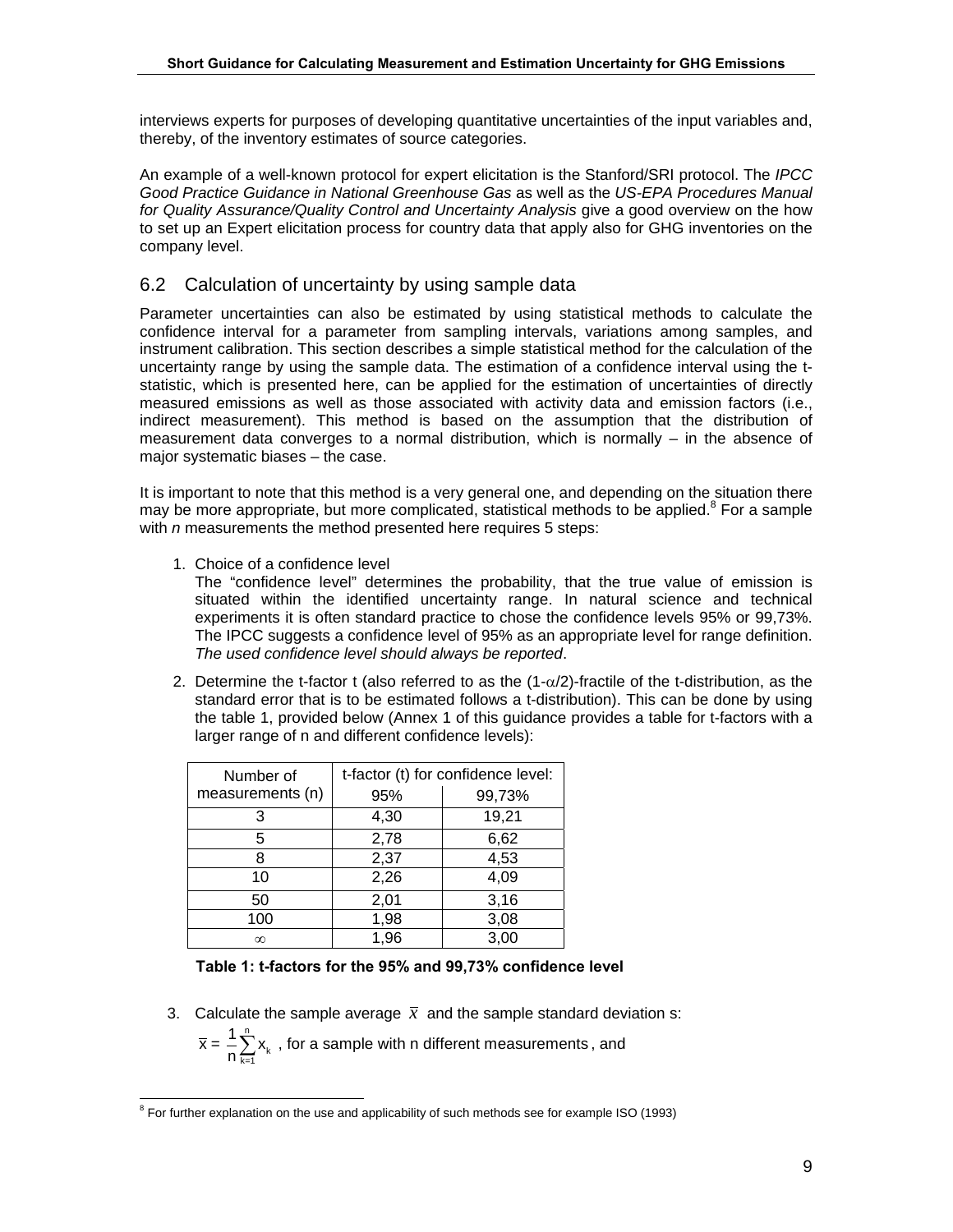interviews experts for purposes of developing quantitative uncertainties of the input variables and, thereby, of the inventory estimates of source categories.

An example of a well-known protocol for expert elicitation is the Stanford/SRI protocol. The *IPCC Good Practice Guidance in National Greenhouse Gas* as well as the *US-EPA Procedures Manual for Quality Assurance/Quality Control and Uncertainty Analysis* give a good overview on the how to set up an Expert elicitation process for country data that apply also for GHG inventories on the company level.

## 6.2 Calculation of uncertainty by using sample data

Parameter uncertainties can also be estimated by using statistical methods to calculate the confidence interval for a parameter from sampling intervals, variations among samples, and instrument calibration. This section describes a simple statistical method for the calculation of the uncertainty range by using the sample data. The estimation of a confidence interval using the t-statistic, which is presented here, can be applied for the estimation of uncertainties of directly measured emissions as well as those associated with activity data and emission factors (i.e., indirect measurement). This method is based on the assumption that the distribution of measurement data converges to a normal distribution, which is normally – in the absence of major systematic biases – the case.

It is important to note that this method is a very general one, and depending on the situation there may be more appropriate, but more complicated, statistical methods to be applied.[8] For a sample with *n* measurements the method presented here requires 5 steps:

1. Choice of a confidence level
   The "confidence level" determines the probability, that the true value of emission is situated within the identified uncertainty range. In natural science and technical experiments it is often standard practice to chose the confidence levels 95% or 99,73%. The IPCC suggests a confidence level of 95% as an appropriate level for range definition. *The used confidence level should always be reported*.

2. Determine the t-factor t (also referred to as the $(1-\alpha/2)$-fractile of the t-distribution, as the standard error that is to be estimated follows a t-distribution). This can be done by using the table 1, provided below (Annex 1 of this guidance provides a table for t-factors with a larger range of n and different confidence levels):

| Number of measurements (n) | t-factor (t) for confidence level: | |
|---|---|---|
| | 95% | 99,73% |
| 3 | 4,30 | 19,21 |
| 5 | 2,78 | 6,62 |
| 8 | 2,37 | 4,53 |
| 10 | 2,26 | 4,09 |
| 50 | 2,01 | 3,16 |
| 100 | 1,98 | 3,08 |
| $\infty$ | 1,96 | 3,00 |

**Table 1: t-factors for the 95% and 99,73% confidence level**

3. Calculate the sample average $\bar{x}$ and the sample standard deviation s:

   $\bar{x} = \frac{1}{n}\sum_{k=1}^{n} x_k$ , for a sample with n different measurements, and

[8] For further explanation on the use and applicability of such methods see for example ISO (1993)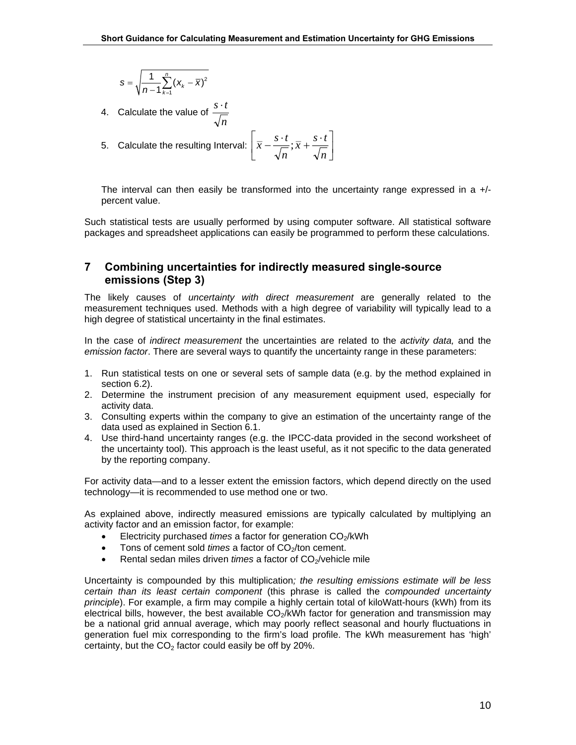$$s = \sqrt{\frac{1}{n-1}\sum_{k=1}^{n}(x_k - \overline{x})^2}$$

4. Calculate the value of $\frac{s \cdot t}{\sqrt{n}}$
5. Calculate the resulting Interval: $\left[ \overline{x} - \frac{s \cdot t}{\sqrt{n}}; \overline{x} + \frac{s \cdot t}{\sqrt{n}} \right]$

The interval can then easily be transformed into the uncertainty range expressed in a +/- percent value.

Such statistical tests are usually performed by using computer software. All statistical software packages and spreadsheet applications can easily be programmed to perform these calculations.

## 7 Combining uncertainties for indirectly measured single-source emissions (Step 3)

The likely causes of *uncertainty with direct measurement* are generally related to the measurement techniques used. Methods with a high degree of variability will typically lead to a high degree of statistical uncertainty in the final estimates.

In the case of *indirect measurement* the uncertainties are related to the *activity data,* and the *emission factor*. There are several ways to quantify the uncertainty range in these parameters:

1. Run statistical tests on one or several sets of sample data (e.g. by the method explained in section 6.2).
2. Determine the instrument precision of any measurement equipment used, especially for activity data.
3. Consulting experts within the company to give an estimation of the uncertainty range of the data used as explained in Section 6.1.
4. Use third-hand uncertainty ranges (e.g. the IPCC-data provided in the second worksheet of the uncertainty tool). This approach is the least useful, as it not specific to the data generated by the reporting company.

For activity data—and to a lesser extent the emission factors, which depend directly on the used technology—it is recommended to use method one or two.

As explained above, indirectly measured emissions are typically calculated by multiplying an activity factor and an emission factor, for example:

- Electricity purchased *times* a factor for generation $CO_2$/kWh
- Tons of cement sold *times* a factor of $CO_2$/ton cement.
- Rental sedan miles driven *times* a factor of $CO_2$/vehicle mile

Uncertainty is compounded by this multiplication*; the resulting emissions estimate will be less certain than its least certain component* (this phrase is called the *compounded uncertainty principle*). For example, a firm may compile a highly certain total of kiloWatt-hours (kWh) from its electrical bills, however, the best available $CO_2$/kWh factor for generation and transmission may be a national grid annual average, which may poorly reflect seasonal and hourly fluctuations in generation fuel mix corresponding to the firm's load profile. The kWh measurement has 'high' certainty, but the $CO_2$ factor could easily be off by 20%.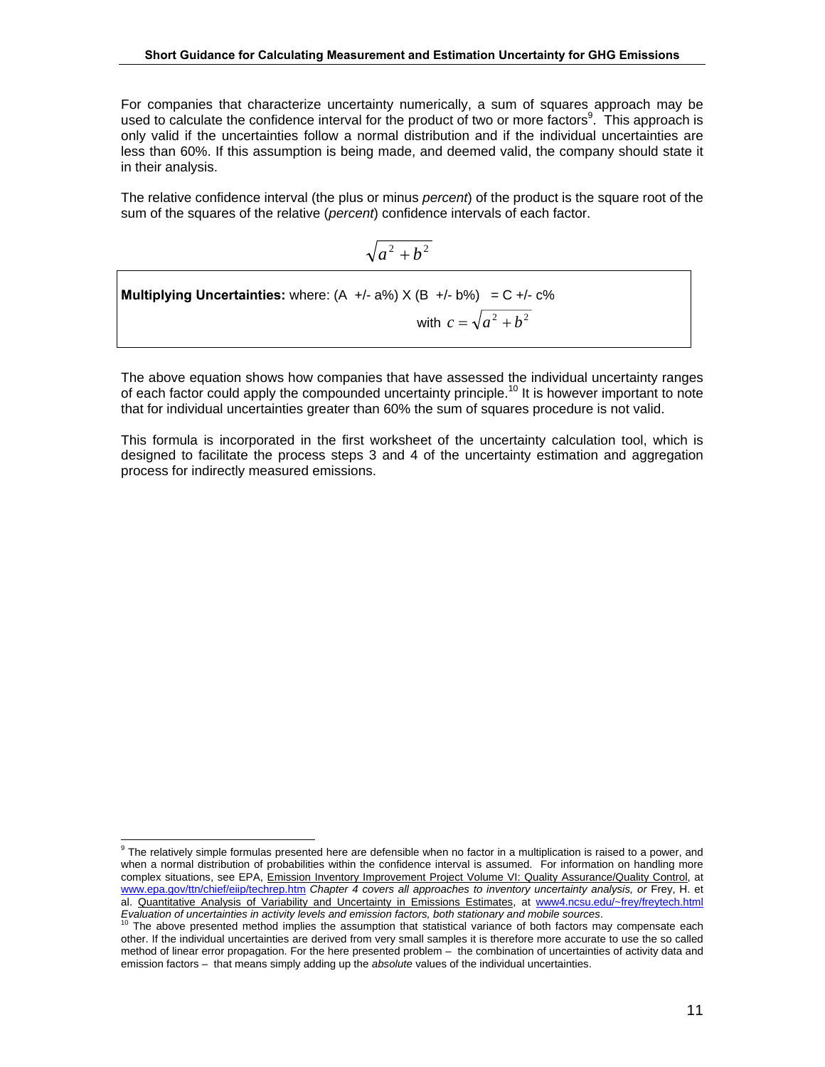For companies that characterize uncertainty numerically, a sum of squares approach may be used to calculate the confidence interval for the product of two or more factors[9]. This approach is only valid if the uncertainties follow a normal distribution and if the individual uncertainties are less than 60%. If this assumption is being made, and deemed valid, the company should state it in their analysis.

The relative confidence interval (the plus or minus *percent*) of the product is the square root of the sum of the squares of the relative (*percent*) confidence intervals of each factor.

$$\sqrt{a^2 + b^2}$$

**Multiplying Uncertainties:** where: (A +/- a%) X (B +/- b%) = C +/- c%

with $c = \sqrt{a^2 + b^2}$

The above equation shows how companies that have assessed the individual uncertainty ranges of each factor could apply the compounded uncertainty principle.[10] It is however important to note that for individual uncertainties greater than 60% the sum of squares procedure is not valid.

This formula is incorporated in the first worksheet of the uncertainty calculation tool, which is designed to facilitate the process steps 3 and 4 of the uncertainty estimation and aggregation process for indirectly measured emissions.

---

[9] The relatively simple formulas presented here are defensible when no factor in a multiplication is raised to a power, and when a normal distribution of probabilities within the confidence interval is assumed. For information on handling more complex situations, see EPA, Emission Inventory Improvement Project Volume VI: Quality Assurance/Quality Control, at www.epa.gov/ttn/chief/eiip/techrep.htm *Chapter 4 covers all approaches to inventory uncertainty analysis, or* Frey, H. et al. Quantitative Analysis of Variability and Uncertainty in Emissions Estimates, at www4.ncsu.edu/~frey/freytech.html *Evaluation of uncertainties in activity levels and emission factors, both stationary and mobile sources.*

[10] The above presented method implies the assumption that statistical variance of both factors may compensate each other. If the individual uncertainties are derived from very small samples it is therefore more accurate to use the so called method of linear error propagation. For the here presented problem – the combination of uncertainties of activity data and emission factors – that means simply adding up the *absolute* values of the individual uncertainties.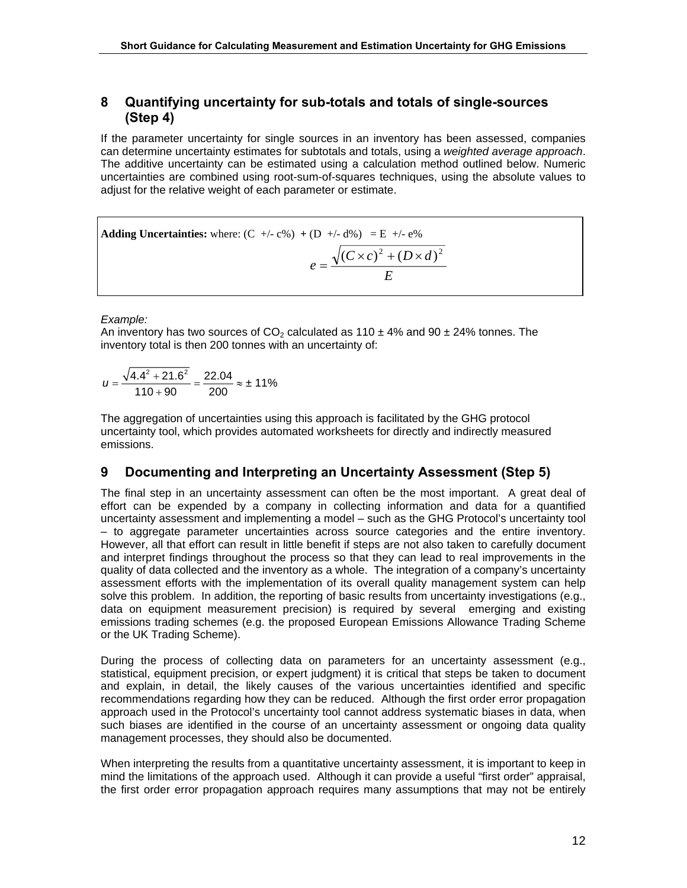## 8 Quantifying uncertainty for sub-totals and totals of single-sources (Step 4)

If the parameter uncertainty for single sources in an inventory has been assessed, companies can determine uncertainty estimates for subtotals and totals, using a *weighted average approach*. The additive uncertainty can be estimated using a calculation method outlined below. Numeric uncertainties are combined using root-sum-of-squares techniques, using the absolute values to adjust for the relative weight of each parameter or estimate.

**Adding Uncertainties:** where: (C +/- c%) + (D +/- d%) = E +/- e%

$$e = \frac{\sqrt{(C \times c)^2 + (D \times d)^2}}{E}$$

*Example:*

An inventory has two sources of $CO_2$ calculated as 110 ± 4% and 90 ± 24% tonnes. The inventory total is then 200 tonnes with an uncertainty of:

$$u = \frac{\sqrt{4.4^2 + 21.6^2}}{110 + 90} = \frac{22.04}{200} \approx \pm 11\%$$

The aggregation of uncertainties using this approach is facilitated by the GHG protocol uncertainty tool, which provides automated worksheets for directly and indirectly measured emissions.

## 9 Documenting and Interpreting an Uncertainty Assessment (Step 5)

The final step in an uncertainty assessment can often be the most important. A great deal of effort can be expended by a company in collecting information and data for a quantified uncertainty assessment and implementing a model – such as the GHG Protocol's uncertainty tool – to aggregate parameter uncertainties across source categories and the entire inventory. However, all that effort can result in little benefit if steps are not also taken to carefully document and interpret findings throughout the process so that they can lead to real improvements in the quality of data collected and the inventory as a whole. The integration of a company's uncertainty assessment efforts with the implementation of its overall quality management system can help solve this problem. In addition, the reporting of basic results from uncertainty investigations (e.g., data on equipment measurement precision) is required by several emerging and existing emissions trading schemes (e.g. the proposed European Emissions Allowance Trading Scheme or the UK Trading Scheme).

During the process of collecting data on parameters for an uncertainty assessment (e.g., statistical, equipment precision, or expert judgment) it is critical that steps be taken to document and explain, in detail, the likely causes of the various uncertainties identified and specific recommendations regarding how they can be reduced. Although the first order error propagation approach used in the Protocol's uncertainty tool cannot address systematic biases in data, when such biases are identified in the course of an uncertainty assessment or ongoing data quality management processes, they should also be documented.

When interpreting the results from a quantitative uncertainty assessment, it is important to keep in mind the limitations of the approach used. Although it can provide a useful "first order" appraisal, the first order error propagation approach requires many assumptions that may not be entirely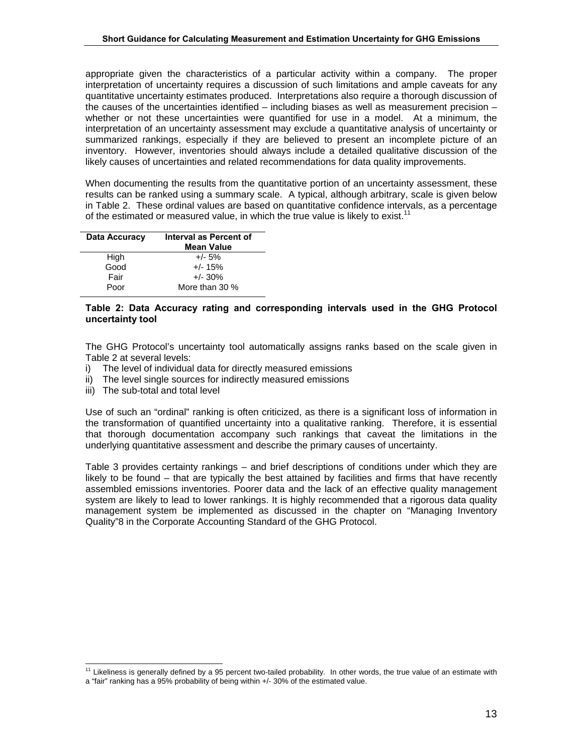appropriate given the characteristics of a particular activity within a company. The proper interpretation of uncertainty requires a discussion of such limitations and ample caveats for any quantitative uncertainty estimates produced. Interpretations also require a thorough discussion of the causes of the uncertainties identified – including biases as well as measurement precision – whether or not these uncertainties were quantified for use in a model. At a minimum, the interpretation of an uncertainty assessment may exclude a quantitative analysis of uncertainty or summarized rankings, especially if they are believed to present an incomplete picture of an inventory. However, inventories should always include a detailed qualitative discussion of the likely causes of uncertainties and related recommendations for data quality improvements.

When documenting the results from the quantitative portion of an uncertainty assessment, these results can be ranked using a summary scale. A typical, although arbitrary, scale is given below in Table 2. These ordinal values are based on quantitative confidence intervals, as a percentage of the estimated or measured value, in which the true value is likely to exist.[11]

| Data Accuracy | Interval as Percent of Mean Value |
|---|---|
| High | +/- 5% |
| Good | +/- 15% |
| Fair | +/- 30% |
| Poor | More than 30 % |

**Table 2: Data Accuracy rating and corresponding intervals used in the GHG Protocol uncertainty tool**

The GHG Protocol's uncertainty tool automatically assigns ranks based on the scale given in Table 2 at several levels:

i) The level of individual data for directly measured emissions
ii) The level single sources for indirectly measured emissions
iii) The sub-total and total level

Use of such an "ordinal" ranking is often criticized, as there is a significant loss of information in the transformation of quantified uncertainty into a qualitative ranking. Therefore, it is essential that thorough documentation accompany such rankings that caveat the limitations in the underlying quantitative assessment and describe the primary causes of uncertainty.

Table 3 provides certainty rankings – and brief descriptions of conditions under which they are likely to be found – that are typically the best attained by facilities and firms that have recently assembled emissions inventories. Poorer data and the lack of an effective quality management system are likely to lead to lower rankings. It is highly recommended that a rigorous data quality management system be implemented as discussed in the chapter on "Managing Inventory Quality"8 in the Corporate Accounting Standard of the GHG Protocol.

[11] Likeliness is generally defined by a 95 percent two-tailed probability. In other words, the true value of an estimate with a "fair" ranking has a 95% probability of being within +/- 30% of the estimated value.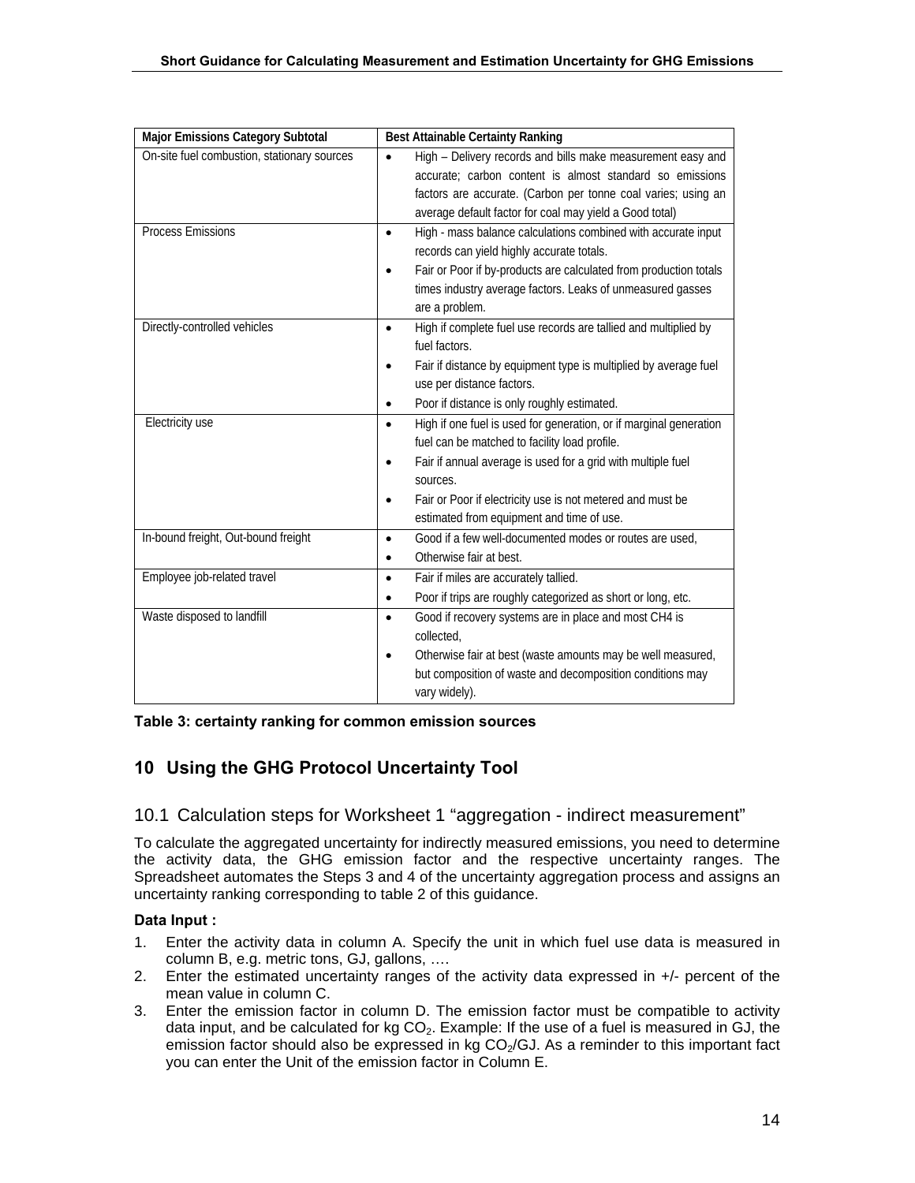| Major Emissions Category Subtotal | Best Attainable Certainty Ranking |
|---|---|
| On-site fuel combustion, stationary sources | • High – Delivery records and bills make measurement easy and accurate; carbon content is almost standard so emissions factors are accurate. (Carbon per tonne coal varies; using an average default factor for coal may yield a Good total) |
| Process Emissions | • High - mass balance calculations combined with accurate input records can yield highly accurate totals.<br>• Fair or Poor if by-products are calculated from production totals times industry average factors. Leaks of unmeasured gasses are a problem. |
| Directly-controlled vehicles | • High if complete fuel use records are tallied and multiplied by fuel factors.<br>• Fair if distance by equipment type is multiplied by average fuel use per distance factors.<br>• Poor if distance is only roughly estimated. |
| Electricity use | • High if one fuel is used for generation, or if marginal generation fuel can be matched to facility load profile.<br>• Fair if annual average is used for a grid with multiple fuel sources.<br>• Fair or Poor if electricity use is not metered and must be estimated from equipment and time of use. |
| In-bound freight, Out-bound freight | • Good if a few well-documented modes or routes are used,<br>• Otherwise fair at best. |
| Employee job-related travel | • Fair if miles are accurately tallied.<br>• Poor if trips are roughly categorized as short or long, etc. |
| Waste disposed to landfill | • Good if recovery systems are in place and most CH4 is collected,<br>• Otherwise fair at best (waste amounts may be well measured, but composition of waste and decomposition conditions may vary widely). |

**Table 3: certainty ranking for common emission sources**

# 10 Using the GHG Protocol Uncertainty Tool

## 10.1 Calculation steps for Worksheet 1 "aggregation - indirect measurement"

To calculate the aggregated uncertainty for indirectly measured emissions, you need to determine the activity data, the GHG emission factor and the respective uncertainty ranges. The Spreadsheet automates the Steps 3 and 4 of the uncertainty aggregation process and assigns an uncertainty ranking corresponding to table 2 of this guidance.

**Data Input :**

1. Enter the activity data in column A. Specify the unit in which fuel use data is measured in column B, e.g. metric tons, GJ, gallons, ….
2. Enter the estimated uncertainty ranges of the activity data expressed in +/- percent of the mean value in column C.
3. Enter the emission factor in column D. The emission factor must be compatible to activity data input, and be calculated for kg $CO_2$. Example: If the use of a fuel is measured in GJ, the emission factor should also be expressed in kg $CO_2$/GJ. As a reminder to this important fact you can enter the Unit of the emission factor in Column E.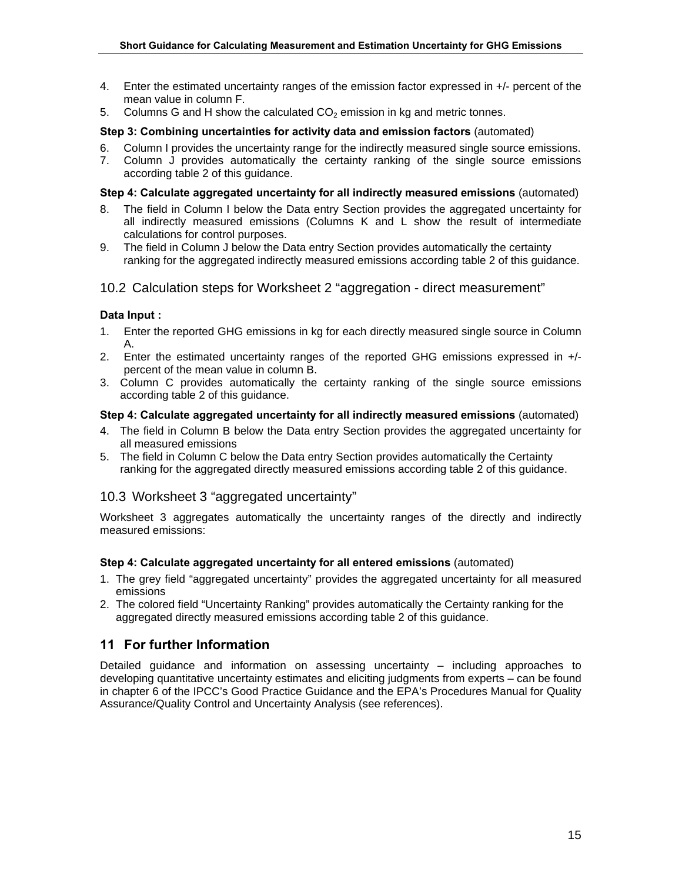4. Enter the estimated uncertainty ranges of the emission factor expressed in +/- percent of the mean value in column F.
5. Columns G and H show the calculated $CO_2$ emission in kg and metric tonnes.

**Step 3: Combining uncertainties for activity data and emission factors** (automated)

6. Column I provides the uncertainty range for the indirectly measured single source emissions.
7. Column J provides automatically the certainty ranking of the single source emissions according table 2 of this guidance.

**Step 4: Calculate aggregated uncertainty for all indirectly measured emissions** (automated)

8. The field in Column I below the Data entry Section provides the aggregated uncertainty for all indirectly measured emissions (Columns K and L show the result of intermediate calculations for control purposes.
9. The field in Column J below the Data entry Section provides automatically the certainty ranking for the aggregated indirectly measured emissions according table 2 of this guidance.

### 10.2 Calculation steps for Worksheet 2 "aggregation - direct measurement"

**Data Input :**

1. Enter the reported GHG emissions in kg for each directly measured single source in Column A.
2. Enter the estimated uncertainty ranges of the reported GHG emissions expressed in +/- percent of the mean value in column B.
3. Column C provides automatically the certainty ranking of the single source emissions according table 2 of this guidance.

**Step 4: Calculate aggregated uncertainty for all indirectly measured emissions** (automated)

4. The field in Column B below the Data entry Section provides the aggregated uncertainty for all measured emissions
5. The field in Column C below the Data entry Section provides automatically the Certainty ranking for the aggregated directly measured emissions according table 2 of this guidance.

### 10.3 Worksheet 3 "aggregated uncertainty"

Worksheet 3 aggregates automatically the uncertainty ranges of the directly and indirectly measured emissions:

**Step 4: Calculate aggregated uncertainty for all entered emissions** (automated)

1. The grey field "aggregated uncertainty" provides the aggregated uncertainty for all measured emissions
2. The colored field "Uncertainty Ranking" provides automatically the Certainty ranking for the aggregated directly measured emissions according table 2 of this guidance.

## 11 For further Information

Detailed guidance and information on assessing uncertainty – including approaches to developing quantitative uncertainty estimates and eliciting judgments from experts – can be found in chapter 6 of the IPCC's Good Practice Guidance and the EPA's Procedures Manual for Quality Assurance/Quality Control and Uncertainty Analysis (see references).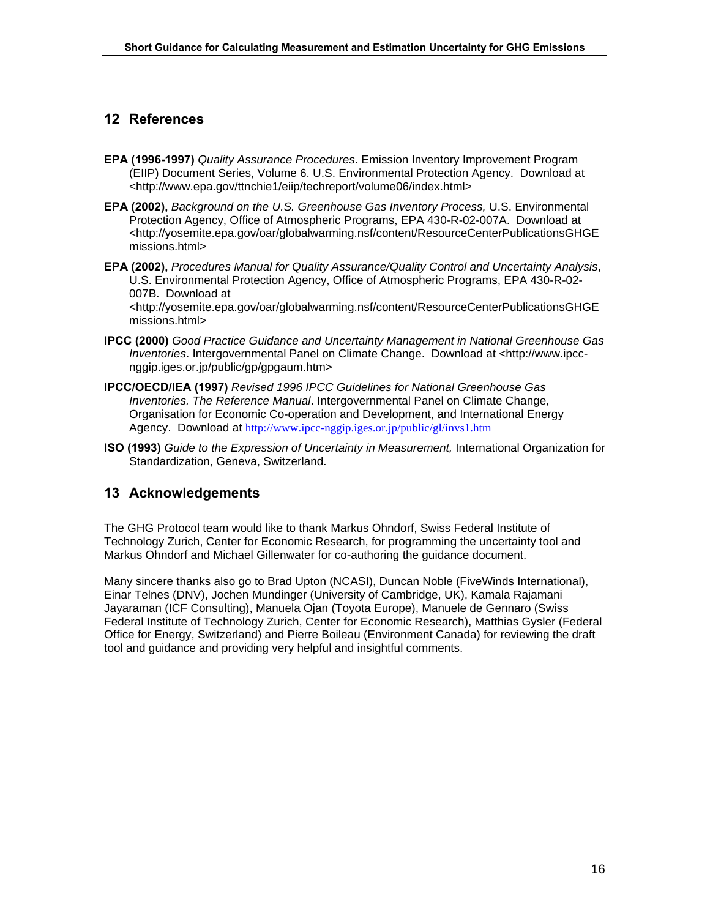## 12 References

**EPA (1996-1997)** *Quality Assurance Procedures*. Emission Inventory Improvement Program (EIIP) Document Series, Volume 6. U.S. Environmental Protection Agency. Download at <http://www.epa.gov/ttnchie1/eiip/techreport/volume06/index.html>

**EPA (2002),** *Background on the U.S. Greenhouse Gas Inventory Process,* U.S. Environmental Protection Agency, Office of Atmospheric Programs, EPA 430-R-02-007A. Download at <http://yosemite.epa.gov/oar/globalwarming.nsf/content/ResourceCenterPublicationsGHGEmissions.html>

**EPA (2002),** *Procedures Manual for Quality Assurance/Quality Control and Uncertainty Analysis*, U.S. Environmental Protection Agency, Office of Atmospheric Programs, EPA 430-R-02-007B. Download at <http://yosemite.epa.gov/oar/globalwarming.nsf/content/ResourceCenterPublicationsGHGEmissions.html>

**IPCC (2000)** *Good Practice Guidance and Uncertainty Management in National Greenhouse Gas Inventories*. Intergovernmental Panel on Climate Change. Download at <http://www.ipcc-nggip.iges.or.jp/public/gp/gpgaum.htm>

**IPCC/OECD/IEA (1997)** *Revised 1996 IPCC Guidelines for National Greenhouse Gas Inventories. The Reference Manual*. Intergovernmental Panel on Climate Change, Organisation for Economic Co-operation and Development, and International Energy Agency. Download at http://www.ipcc-nggip.iges.or.jp/public/gl/invs1.htm

**ISO (1993)** *Guide to the Expression of Uncertainty in Measurement,* International Organization for Standardization, Geneva, Switzerland.

## 13 Acknowledgements

The GHG Protocol team would like to thank Markus Ohndorf, Swiss Federal Institute of Technology Zurich, Center for Economic Research, for programming the uncertainty tool and Markus Ohndorf and Michael Gillenwater for co-authoring the guidance document.

Many sincere thanks also go to Brad Upton (NCASI), Duncan Noble (FiveWinds International), Einar Telnes (DNV), Jochen Mundinger (University of Cambridge, UK), Kamala Rajamani Jayaraman (ICF Consulting), Manuela Ojan (Toyota Europe), Manuele de Gennaro (Swiss Federal Institute of Technology Zurich, Center for Economic Research), Matthias Gysler (Federal Office for Energy, Switzerland) and Pierre Boileau (Environment Canada) for reviewing the draft tool and guidance and providing very helpful and insightful comments.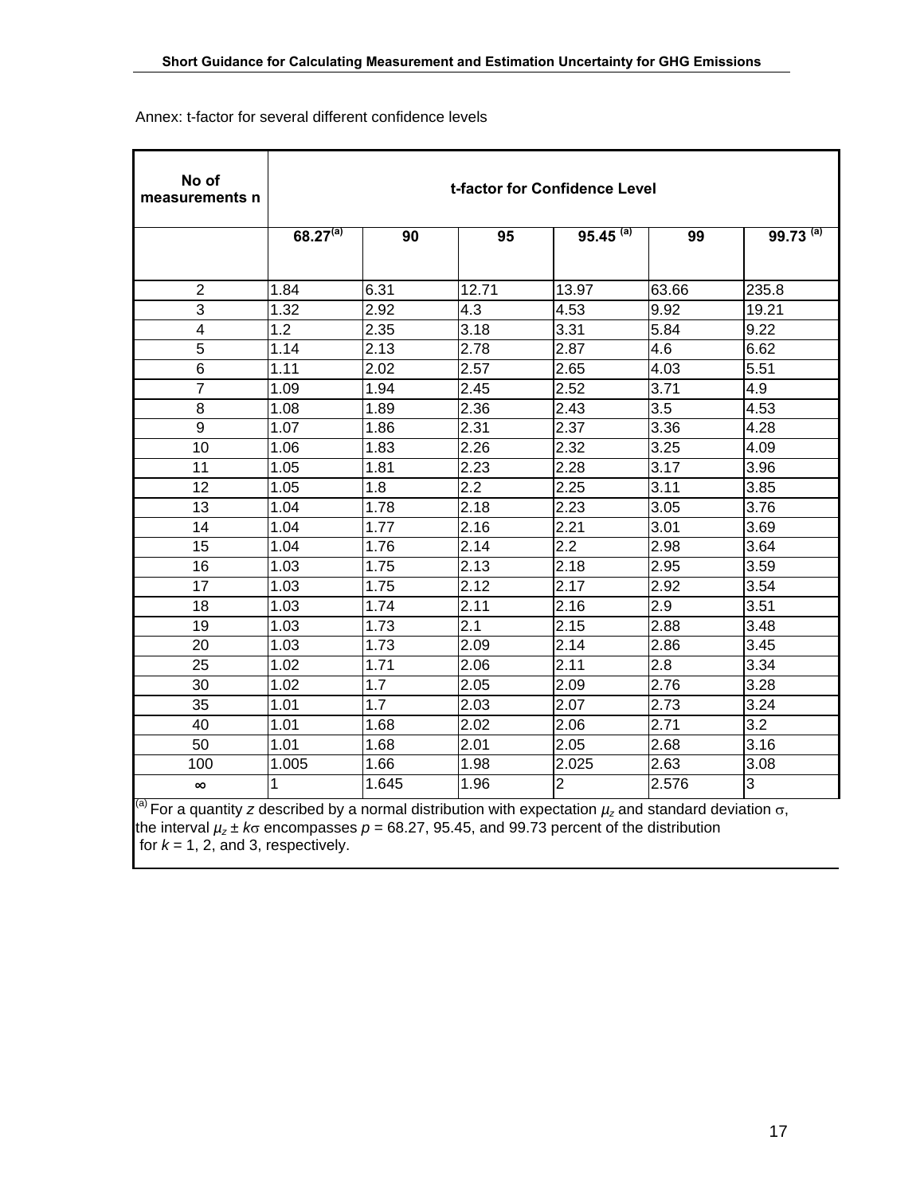Annex: t-factor for several different confidence levels

| No of measurements n | t-factor for Confidence Level | | | | | |
|---|---|---|---|---|---|---|
| | 68.27[(a)] | 90 | 95 | 95.45 [(a)] | 99 | 99.73 [(a)] |
| 2 | 1.84 | 6.31 | 12.71 | 13.97 | 63.66 | 235.8 |
| 3 | 1.32 | 2.92 | 4.3 | 4.53 | 9.92 | 19.21 |
| 4 | 1.2 | 2.35 | 3.18 | 3.31 | 5.84 | 9.22 |
| 5 | 1.14 | 2.13 | 2.78 | 2.87 | 4.6 | 6.62 |
| 6 | 1.11 | 2.02 | 2.57 | 2.65 | 4.03 | 5.51 |
| 7 | 1.09 | 1.94 | 2.45 | 2.52 | 3.71 | 4.9 |
| 8 | 1.08 | 1.89 | 2.36 | 2.43 | 3.5 | 4.53 |
| 9 | 1.07 | 1.86 | 2.31 | 2.37 | 3.36 | 4.28 |
| 10 | 1.06 | 1.83 | 2.26 | 2.32 | 3.25 | 4.09 |
| 11 | 1.05 | 1.81 | 2.23 | 2.28 | 3.17 | 3.96 |
| 12 | 1.05 | 1.8 | 2.2 | 2.25 | 3.11 | 3.85 |
| 13 | 1.04 | 1.78 | 2.18 | 2.23 | 3.05 | 3.76 |
| 14 | 1.04 | 1.77 | 2.16 | 2.21 | 3.01 | 3.69 |
| 15 | 1.04 | 1.76 | 2.14 | 2.2 | 2.98 | 3.64 |
| 16 | 1.03 | 1.75 | 2.13 | 2.18 | 2.95 | 3.59 |
| 17 | 1.03 | 1.75 | 2.12 | 2.17 | 2.92 | 3.54 |
| 18 | 1.03 | 1.74 | 2.11 | 2.16 | 2.9 | 3.51 |
| 19 | 1.03 | 1.73 | 2.1 | 2.15 | 2.88 | 3.48 |
| 20 | 1.03 | 1.73 | 2.09 | 2.14 | 2.86 | 3.45 |
| 25 | 1.02 | 1.71 | 2.06 | 2.11 | 2.8 | 3.34 |
| 30 | 1.02 | 1.7 | 2.05 | 2.09 | 2.76 | 3.28 |
| 35 | 1.01 | 1.7 | 2.03 | 2.07 | 2.73 | 3.24 |
| 40 | 1.01 | 1.68 | 2.02 | 2.06 | 2.71 | 3.2 |
| 50 | 1.01 | 1.68 | 2.01 | 2.05 | 2.68 | 3.16 |
| 100 | 1.005 | 1.66 | 1.98 | 2.025 | 2.63 | 3.08 |
| ∞ | 1 | 1.645 | 1.96 | 2 | 2.576 | 3 |

[(a)] For a quantity $z$ described by a normal distribution with expectation $\mu_z$ and standard deviation $\sigma$, the interval $\mu_z \pm k\sigma$ encompasses $p$ = 68.27, 95.45, and 99.73 percent of the distribution for $k$ = 1, 2, and 3, respectively.